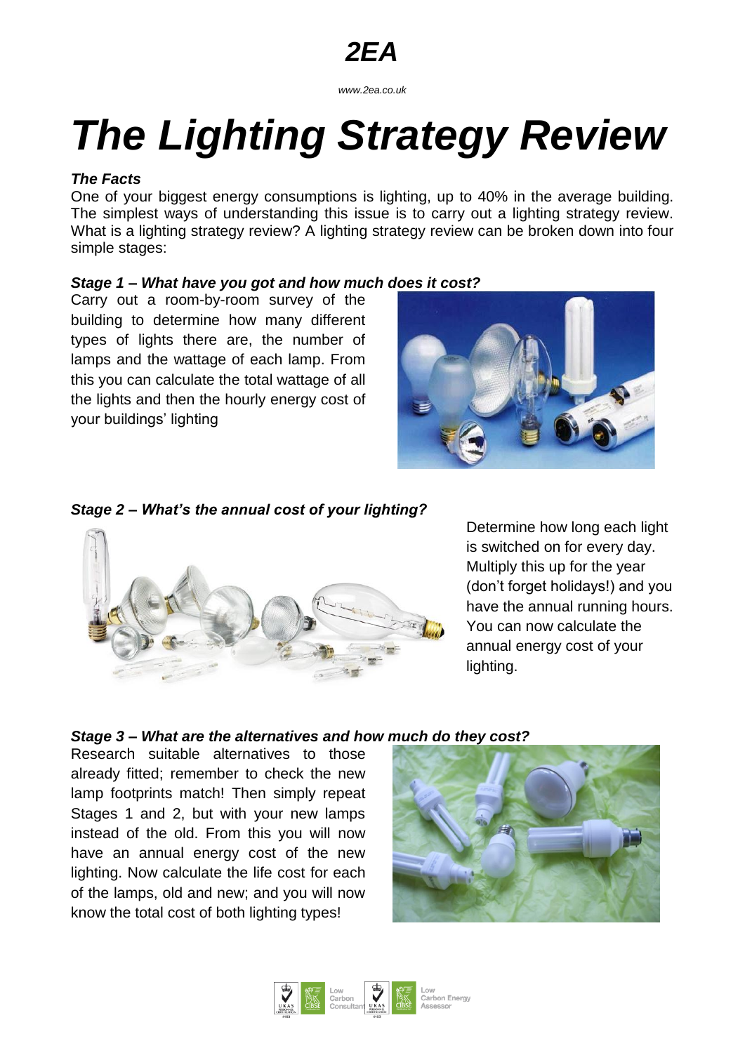# 2EA

www.2ea.co.uk

# *The Lighting Strategy Review*

***The Facts***

One of your biggest energy consumptions is lighting, up to 40% in the average building. The simplest ways of understanding this issue is to carry out a lighting strategy review. What is a lighting strategy review? A lighting strategy review can be broken down into four simple stages:

### *Stage 1 – What have you got and how much does it cost?*

Carry out a room-by-room survey of the building to determine how many different types of lights there are, the number of lamps and the wattage of each lamp. From this you can calculate the total wattage of all the lights and then the hourly energy cost of your buildings' lighting

### *Stage 2 – What's the annual cost of your lighting?*

Determine how long each light is switched on for every day. Multiply this up for the year (don't forget holidays!) and you have the annual running hours. You can now calculate the annual energy cost of your lighting.

### *Stage 3 – What are the alternatives and how much do they cost?*

Research suitable alternatives to those already fitted; remember to check the new lamp footprints match! Then simply repeat Stages 1 and 2, but with your new lamps instead of the old. From this you will now have an annual energy cost of the new lighting. Now calculate the life cost for each of the lamps, old and new; and you will now know the total cost of both lighting types!

Low Carbon Consultant

Low Carbon Energy Assessor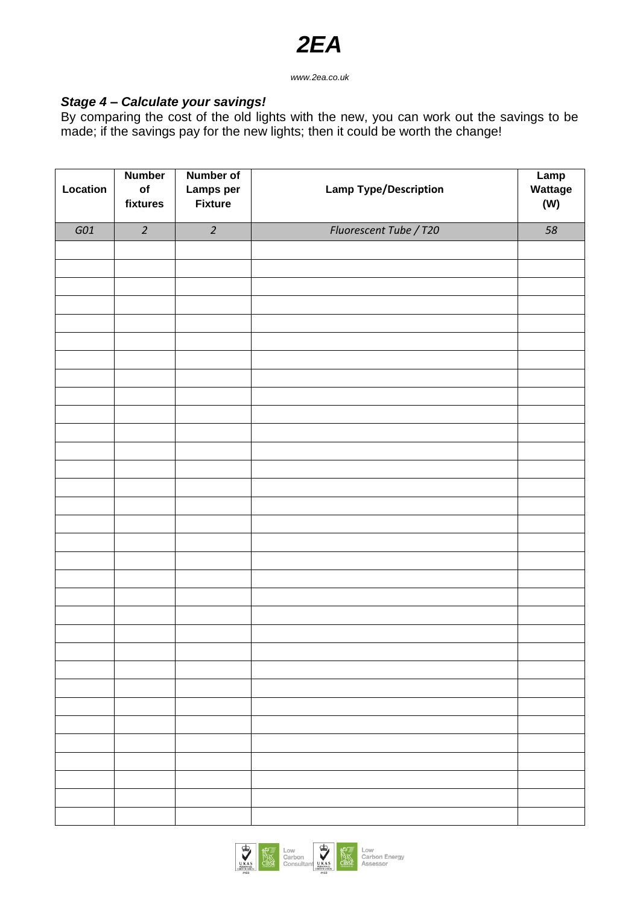# 2EA

www.2ea.co.uk

### *Stage 4 – Calculate your savings!*

By comparing the cost of the old lights with the new, you can work out the savings to be made; if the savings pay for the new lights; then it could be worth the change!

| Location | Number of fixtures | Number of Lamps per Fixture | Lamp Type/Description | Lamp Wattage (W) |
|---|---|---|---|---|
| *G01* | *2* | *2* | *Fluorescent Tube / T20* | *58* |
| | | | | |
| | | | | |
| | | | | |
| | | | | |
| | | | | |
| | | | | |
| | | | | |
| | | | | |
| | | | | |
| | | | | |
| | | | | |
| | | | | |
| | | | | |
| | | | | |
| | | | | |
| | | | | |
| | | | | |
| | | | | |
| | | | | |
| | | | | |
| | | | | |
| | | | | |
| | | | | |
| | | | | |
| | | | | |
| | | | | |
| | | | | |
| | | | | |
| | | | | |
| | | | | |
| | | | | |
| | | | | |
| | | | | |
| | | | | |
| | | | | |

Low Carbon Consultant

Low Carbon Energy Assessor